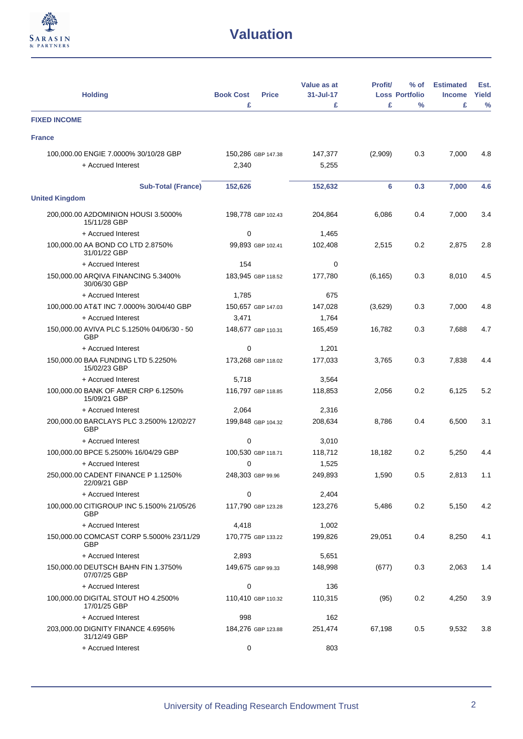# Valuation

| Holding | Book Cost £ | Price | Value as at 31-Jul-17 £ | Profit/ Loss £ | % of Portfolio % | Estimated Income £ | Est. Yield % |
|---|---|---|---|---|---|---|---|
| **FIXED INCOME** | | | | | | | |
| **France** | | | | | | | |
| 100,000.00 ENGIE 7.0000% 30/10/28 GBP | 150,286 | GBP 147.38 | 147,377 | (2,909) | 0.3 | 7,000 | 4.8 |
| + Accrued Interest | 2,340 | | 5,255 | | | | |
| **Sub-Total (France)** | **152,626** | | **152,632** | **6** | **0.3** | **7,000** | **4.6** |
| **United Kingdom** | | | | | | | |
| 200,000.00 A2DOMINION HOUSI 3.5000% 15/11/28 GBP | 198,778 | GBP 102.43 | 204,864 | 6,086 | 0.4 | 7,000 | 3.4 |
| + Accrued Interest | 0 | | 1,465 | | | | |
| 100,000.00 AA BOND CO LTD 2.8750% 31/01/22 GBP | 99,893 | GBP 102.41 | 102,408 | 2,515 | 0.2 | 2,875 | 2.8 |
| + Accrued Interest | 154 | | 0 | | | | |
| 150,000.00 ARQIVA FINANCING 5.3400% 30/06/30 GBP | 183,945 | GBP 118.52 | 177,780 | (6,165) | 0.3 | 8,010 | 4.5 |
| + Accrued Interest | 1,785 | | 675 | | | | |
| 100,000.00 AT&T INC 7.0000% 30/04/40 GBP | 150,657 | GBP 147.03 | 147,028 | (3,629) | 0.3 | 7,000 | 4.8 |
| + Accrued Interest | 3,471 | | 1,764 | | | | |
| 150,000.00 AVIVA PLC 5.1250% 04/06/30 - 50 GBP | 148,677 | GBP 110.31 | 165,459 | 16,782 | 0.3 | 7,688 | 4.7 |
| + Accrued Interest | 0 | | 1,201 | | | | |
| 150,000.00 BAA FUNDING LTD 5.2250% 15/02/23 GBP | 173,268 | GBP 118.02 | 177,033 | 3,765 | 0.3 | 7,838 | 4.4 |
| + Accrued Interest | 5,718 | | 3,564 | | | | |
| 100,000.00 BANK OF AMER CRP 6.1250% 15/09/21 GBP | 116,797 | GBP 118.85 | 118,853 | 2,056 | 0.2 | 6,125 | 5.2 |
| + Accrued Interest | 2,064 | | 2,316 | | | | |
| 200,000.00 BARCLAYS PLC 3.2500% 12/02/27 GBP | 199,848 | GBP 104.32 | 208,634 | 8,786 | 0.4 | 6,500 | 3.1 |
| + Accrued Interest | 0 | | 3,010 | | | | |
| 100,000.00 BPCE 5.2500% 16/04/29 GBP | 100,530 | GBP 118.71 | 118,712 | 18,182 | 0.2 | 5,250 | 4.4 |
| + Accrued Interest | 0 | | 1,525 | | | | |
| 250,000.00 CADENT FINANCE P 1.1250% 22/09/21 GBP | 248,303 | GBP 99.96 | 249,893 | 1,590 | 0.5 | 2,813 | 1.1 |
| + Accrued Interest | 0 | | 2,404 | | | | |
| 100,000.00 CITIGROUP INC 5.1500% 21/05/26 GBP | 117,790 | GBP 123.28 | 123,276 | 5,486 | 0.2 | 5,150 | 4.2 |
| + Accrued Interest | 4,418 | | 1,002 | | | | |
| 150,000.00 COMCAST CORP 5.5000% 23/11/29 GBP | 170,775 | GBP 133.22 | 199,826 | 29,051 | 0.4 | 8,250 | 4.1 |
| + Accrued Interest | 2,893 | | 5,651 | | | | |
| 150,000.00 DEUTSCH BAHN FIN 1.3750% 07/07/25 GBP | 149,675 | GBP 99.33 | 148,998 | (677) | 0.3 | 2,063 | 1.4 |
| + Accrued Interest | 0 | | 136 | | | | |
| 100,000.00 DIGITAL STOUT HO 4.2500% 17/01/25 GBP | 110,410 | GBP 110.32 | 110,315 | (95) | 0.2 | 4,250 | 3.9 |
| + Accrued Interest | 998 | | 162 | | | | |
| 203,000.00 DIGNITY FINANCE 4.6956% 31/12/49 GBP | 184,276 | GBP 123.88 | 251,474 | 67,198 | 0.5 | 9,532 | 3.8 |
| + Accrued Interest | 0 | | 803 | | | | |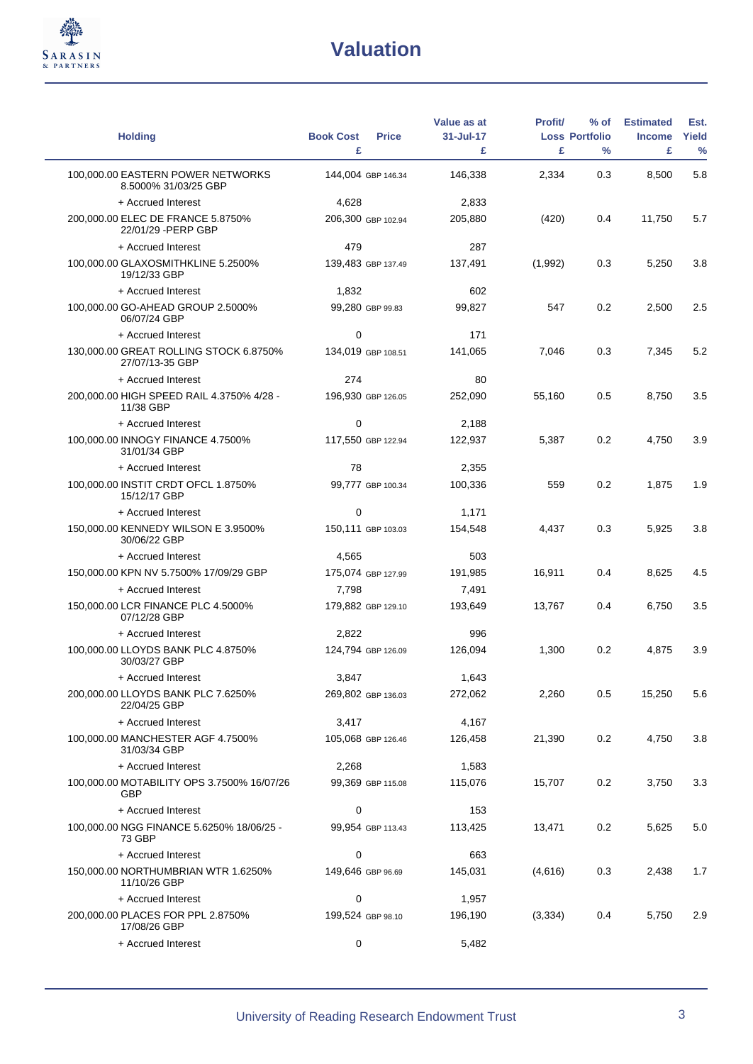# Valuation

| Holding | Book Cost £ | Price | Value as at 31-Jul-17 £ | Profit/ Loss £ | % of Portfolio % | Estimated Income £ | Est. Yield % |
|---|---|---|---|---|---|---|---|
| 100,000.00 EASTERN POWER NETWORKS 8.5000% 31/03/25 GBP | 144,004 | GBP 146.34 | 146,338 | 2,334 | 0.3 | 8,500 | 5.8 |
| + Accrued Interest | 4,628 | | 2,833 | | | | |
| 200,000.00 ELEC DE FRANCE 5.8750% 22/01/29 -PERP GBP | 206,300 | GBP 102.94 | 205,880 | (420) | 0.4 | 11,750 | 5.7 |
| + Accrued Interest | 479 | | 287 | | | | |
| 100,000.00 GLAXOSMITHKLINE 5.2500% 19/12/33 GBP | 139,483 | GBP 137.49 | 137,491 | (1,992) | 0.3 | 5,250 | 3.8 |
| + Accrued Interest | 1,832 | | 602 | | | | |
| 100,000.00 GO-AHEAD GROUP 2.5000% 06/07/24 GBP | 99,280 | GBP 99.83 | 99,827 | 547 | 0.2 | 2,500 | 2.5 |
| + Accrued Interest | 0 | | 171 | | | | |
| 130,000.00 GREAT ROLLING STOCK 6.8750% 27/07/13-35 GBP | 134,019 | GBP 108.51 | 141,065 | 7,046 | 0.3 | 7,345 | 5.2 |
| + Accrued Interest | 274 | | 80 | | | | |
| 200,000.00 HIGH SPEED RAIL 4.3750% 4/28 - 11/38 GBP | 196,930 | GBP 126.05 | 252,090 | 55,160 | 0.5 | 8,750 | 3.5 |
| + Accrued Interest | 0 | | 2,188 | | | | |
| 100,000.00 INNOGY FINANCE 4.7500% 31/01/34 GBP | 117,550 | GBP 122.94 | 122,937 | 5,387 | 0.2 | 4,750 | 3.9 |
| + Accrued Interest | 78 | | 2,355 | | | | |
| 100,000.00 INSTIT CRDT OFCL 1.8750% 15/12/17 GBP | 99,777 | GBP 100.34 | 100,336 | 559 | 0.2 | 1,875 | 1.9 |
| + Accrued Interest | 0 | | 1,171 | | | | |
| 150,000.00 KENNEDY WILSON E 3.9500% 30/06/22 GBP | 150,111 | GBP 103.03 | 154,548 | 4,437 | 0.3 | 5,925 | 3.8 |
| + Accrued Interest | 4,565 | | 503 | | | | |
| 150,000.00 KPN NV 5.7500% 17/09/29 GBP | 175,074 | GBP 127.99 | 191,985 | 16,911 | 0.4 | 8,625 | 4.5 |
| + Accrued Interest | 7,798 | | 7,491 | | | | |
| 150,000.00 LCR FINANCE PLC 4.5000% 07/12/28 GBP | 179,882 | GBP 129.10 | 193,649 | 13,767 | 0.4 | 6,750 | 3.5 |
| + Accrued Interest | 2,822 | | 996 | | | | |
| 100,000.00 LLOYDS BANK PLC 4.8750% 30/03/27 GBP | 124,794 | GBP 126.09 | 126,094 | 1,300 | 0.2 | 4,875 | 3.9 |
| + Accrued Interest | 3,847 | | 1,643 | | | | |
| 200,000.00 LLOYDS BANK PLC 7.6250% 22/04/25 GBP | 269,802 | GBP 136.03 | 272,062 | 2,260 | 0.5 | 15,250 | 5.6 |
| + Accrued Interest | 3,417 | | 4,167 | | | | |
| 100,000.00 MANCHESTER AGF 4.7500% 31/03/34 GBP | 105,068 | GBP 126.46 | 126,458 | 21,390 | 0.2 | 4,750 | 3.8 |
| + Accrued Interest | 2,268 | | 1,583 | | | | |
| 100,000.00 MOTABILITY OPS 3.7500% 16/07/26 GBP | 99,369 | GBP 115.08 | 115,076 | 15,707 | 0.2 | 3,750 | 3.3 |
| + Accrued Interest | 0 | | 153 | | | | |
| 100,000.00 NGG FINANCE 5.6250% 18/06/25 - 73 GBP | 99,954 | GBP 113.43 | 113,425 | 13,471 | 0.2 | 5,625 | 5.0 |
| + Accrued Interest | 0 | | 663 | | | | |
| 150,000.00 NORTHUMBRIAN WTR 1.6250% 11/10/26 GBP | 149,646 | GBP 96.69 | 145,031 | (4,616) | 0.3 | 2,438 | 1.7 |
| + Accrued Interest | 0 | | 1,957 | | | | |
| 200,000.00 PLACES FOR PPL 2.8750% 17/08/26 GBP | 199,524 | GBP 98.10 | 196,190 | (3,334) | 0.4 | 5,750 | 2.9 |
| + Accrued Interest | 0 | | 5,482 | | | | |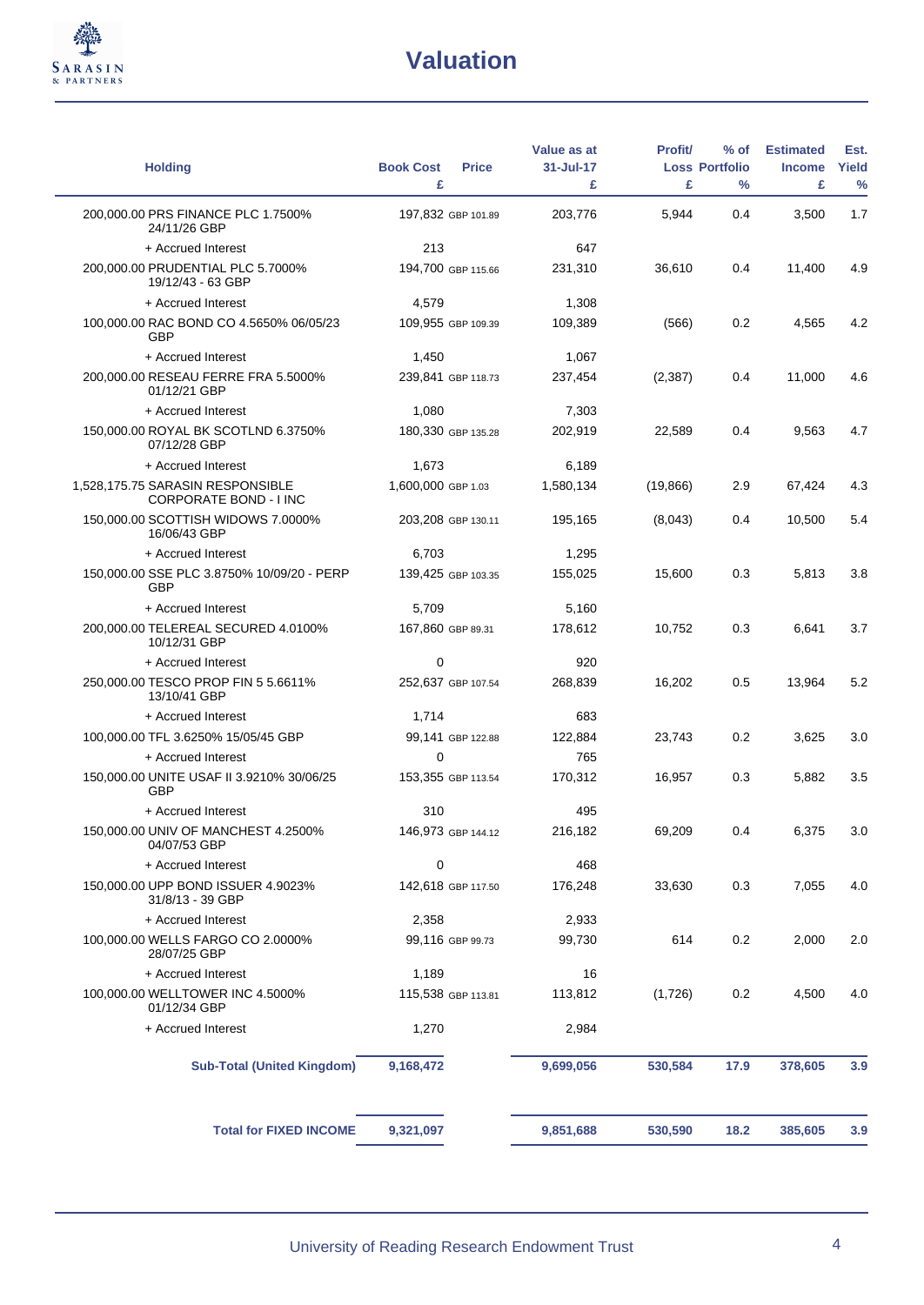# Valuation

| Holding | Book Cost £ | Price | Value as at 31-Jul-17 £ | Profit/ Loss £ | % of Portfolio % | Estimated Income £ | Est. Yield % |
|---|---|---|---|---|---|---|---|
| 200,000.00 PRS FINANCE PLC 1.7500% 24/11/26 GBP | 197,832 | GBP 101.89 | 203,776 | 5,944 | 0.4 | 3,500 | 1.7 |
| + Accrued Interest | 213 | | 647 | | | | |
| 200,000.00 PRUDENTIAL PLC 5.7000% 19/12/43 - 63 GBP | 194,700 | GBP 115.66 | 231,310 | 36,610 | 0.4 | 11,400 | 4.9 |
| + Accrued Interest | 4,579 | | 1,308 | | | | |
| 100,000.00 RAC BOND CO 4.5650% 06/05/23 GBP | 109,955 | GBP 109.39 | 109,389 | (566) | 0.2 | 4,565 | 4.2 |
| + Accrued Interest | 1,450 | | 1,067 | | | | |
| 200,000.00 RESEAU FERRE FRA 5.5000% 01/12/21 GBP | 239,841 | GBP 118.73 | 237,454 | (2,387) | 0.4 | 11,000 | 4.6 |
| + Accrued Interest | 1,080 | | 7,303 | | | | |
| 150,000.00 ROYAL BK SCOTLND 6.3750% 07/12/28 GBP | 180,330 | GBP 135.28 | 202,919 | 22,589 | 0.4 | 9,563 | 4.7 |
| + Accrued Interest | 1,673 | | 6,189 | | | | |
| 1,528,175.75 SARASIN RESPONSIBLE CORPORATE BOND - I INC | 1,600,000 | GBP 1.03 | 1,580,134 | (19,866) | 2.9 | 67,424 | 4.3 |
| 150,000.00 SCOTTISH WIDOWS 7.0000% 16/06/43 GBP | 203,208 | GBP 130.11 | 195,165 | (8,043) | 0.4 | 10,500 | 5.4 |
| + Accrued Interest | 6,703 | | 1,295 | | | | |
| 150,000.00 SSE PLC 3.8750% 10/09/20 - PERP GBP | 139,425 | GBP 103.35 | 155,025 | 15,600 | 0.3 | 5,813 | 3.8 |
| + Accrued Interest | 5,709 | | 5,160 | | | | |
| 200,000.00 TELEREAL SECURED 4.0100% 10/12/31 GBP | 167,860 | GBP 89.31 | 178,612 | 10,752 | 0.3 | 6,641 | 3.7 |
| + Accrued Interest | 0 | | 920 | | | | |
| 250,000.00 TESCO PROP FIN 5 5.6611% 13/10/41 GBP | 252,637 | GBP 107.54 | 268,839 | 16,202 | 0.5 | 13,964 | 5.2 |
| + Accrued Interest | 1,714 | | 683 | | | | |
| 100,000.00 TFL 3.6250% 15/05/45 GBP | 99,141 | GBP 122.88 | 122,884 | 23,743 | 0.2 | 3,625 | 3.0 |
| + Accrued Interest | 0 | | 765 | | | | |
| 150,000.00 UNITE USAF II 3.9210% 30/06/25 GBP | 153,355 | GBP 113.54 | 170,312 | 16,957 | 0.3 | 5,882 | 3.5 |
| + Accrued Interest | 310 | | 495 | | | | |
| 150,000.00 UNIV OF MANCHEST 4.2500% 04/07/53 GBP | 146,973 | GBP 144.12 | 216,182 | 69,209 | 0.4 | 6,375 | 3.0 |
| + Accrued Interest | 0 | | 468 | | | | |
| 150,000.00 UPP BOND ISSUER 4.9023% 31/8/13 - 39 GBP | 142,618 | GBP 117.50 | 176,248 | 33,630 | 0.3 | 7,055 | 4.0 |
| + Accrued Interest | 2,358 | | 2,933 | | | | |
| 100,000.00 WELLS FARGO CO 2.0000% 28/07/25 GBP | 99,116 | GBP 99.73 | 99,730 | 614 | 0.2 | 2,000 | 2.0 |
| + Accrued Interest | 1,189 | | 16 | | | | |
| 100,000.00 WELLTOWER INC 4.5000% 01/12/34 GBP | 115,538 | GBP 113.81 | 113,812 | (1,726) | 0.2 | 4,500 | 4.0 |
| + Accrued Interest | 1,270 | | 2,984 | | | | |
| **Sub-Total (United Kingdom)** | **9,168,472** | | **9,699,056** | **530,584** | **17.9** | **378,605** | **3.9** |
| **Total for FIXED INCOME** | **9,321,097** | | **9,851,688** | **530,590** | **18.2** | **385,605** | **3.9** |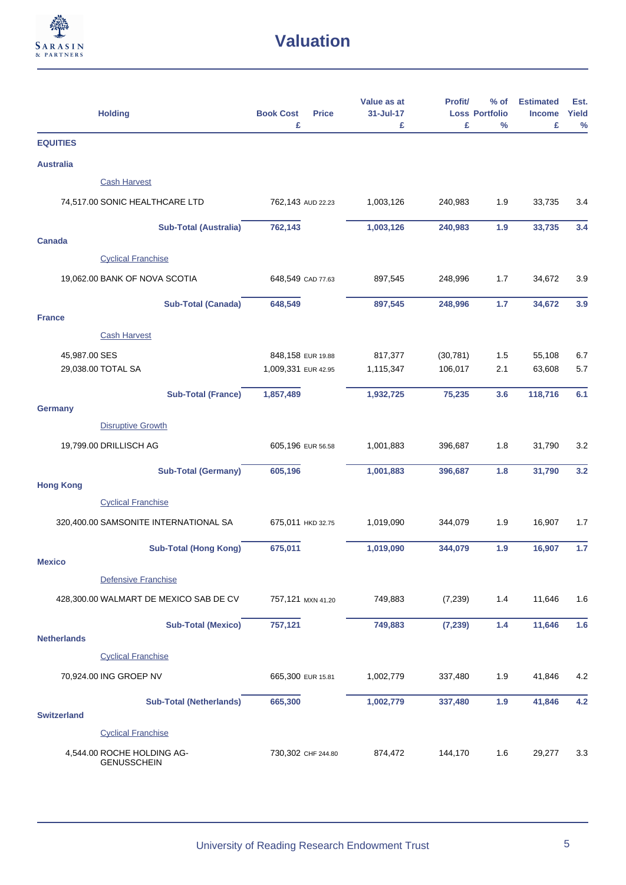# Valuation

| Holding | Book Cost £ | Price | Value as at 31-Jul-17 £ | Profit/ Loss £ | % of Portfolio % | Estimated Income £ | Est. Yield % |
|---|---|---|---|---|---|---|---|
| **EQUITIES** | | | | | | | |
| **Australia** | | | | | | | |
| Cash Harvest | | | | | | | |
| 74,517.00 SONIC HEALTHCARE LTD | 762,143 | AUD 22.23 | 1,003,126 | 240,983 | 1.9 | 33,735 | 3.4 |
| **Sub-Total (Australia)** | **762,143** | | **1,003,126** | **240,983** | **1.9** | **33,735** | **3.4** |
| **Canada** | | | | | | | |
| Cyclical Franchise | | | | | | | |
| 19,062.00 BANK OF NOVA SCOTIA | 648,549 | CAD 77.63 | 897,545 | 248,996 | 1.7 | 34,672 | 3.9 |
| **Sub-Total (Canada)** | **648,549** | | **897,545** | **248,996** | **1.7** | **34,672** | **3.9** |
| **France** | | | | | | | |
| Cash Harvest | | | | | | | |
| 45,987.00 SES | 848,158 | EUR 19.88 | 817,377 | (30,781) | 1.5 | 55,108 | 6.7 |
| 29,038.00 TOTAL SA | 1,009,331 | EUR 42.95 | 1,115,347 | 106,017 | 2.1 | 63,608 | 5.7 |
| **Sub-Total (France)** | **1,857,489** | | **1,932,725** | **75,235** | **3.6** | **118,716** | **6.1** |
| **Germany** | | | | | | | |
| Disruptive Growth | | | | | | | |
| 19,799.00 DRILLISCH AG | 605,196 | EUR 56.58 | 1,001,883 | 396,687 | 1.8 | 31,790 | 3.2 |
| **Sub-Total (Germany)** | **605,196** | | **1,001,883** | **396,687** | **1.8** | **31,790** | **3.2** |
| **Hong Kong** | | | | | | | |
| Cyclical Franchise | | | | | | | |
| 320,400.00 SAMSONITE INTERNATIONAL SA | 675,011 | HKD 32.75 | 1,019,090 | 344,079 | 1.9 | 16,907 | 1.7 |
| **Sub-Total (Hong Kong)** | **675,011** | | **1,019,090** | **344,079** | **1.9** | **16,907** | **1.7** |
| **Mexico** | | | | | | | |
| Defensive Franchise | | | | | | | |
| 428,300.00 WALMART DE MEXICO SAB DE CV | 757,121 | MXN 41.20 | 749,883 | (7,239) | 1.4 | 11,646 | 1.6 |
| **Sub-Total (Mexico)** | **757,121** | | **749,883** | **(7,239)** | **1.4** | **11,646** | **1.6** |
| **Netherlands** | | | | | | | |
| Cyclical Franchise | | | | | | | |
| 70,924.00 ING GROEP NV | 665,300 | EUR 15.81 | 1,002,779 | 337,480 | 1.9 | 41,846 | 4.2 |
| **Sub-Total (Netherlands)** | **665,300** | | **1,002,779** | **337,480** | **1.9** | **41,846** | **4.2** |
| **Switzerland** | | | | | | | |
| Cyclical Franchise | | | | | | | |
| 4,544.00 ROCHE HOLDING AG-GENUSSCHEIN | 730,302 | CHF 244.80 | 874,472 | 144,170 | 1.6 | 29,277 | 3.3 |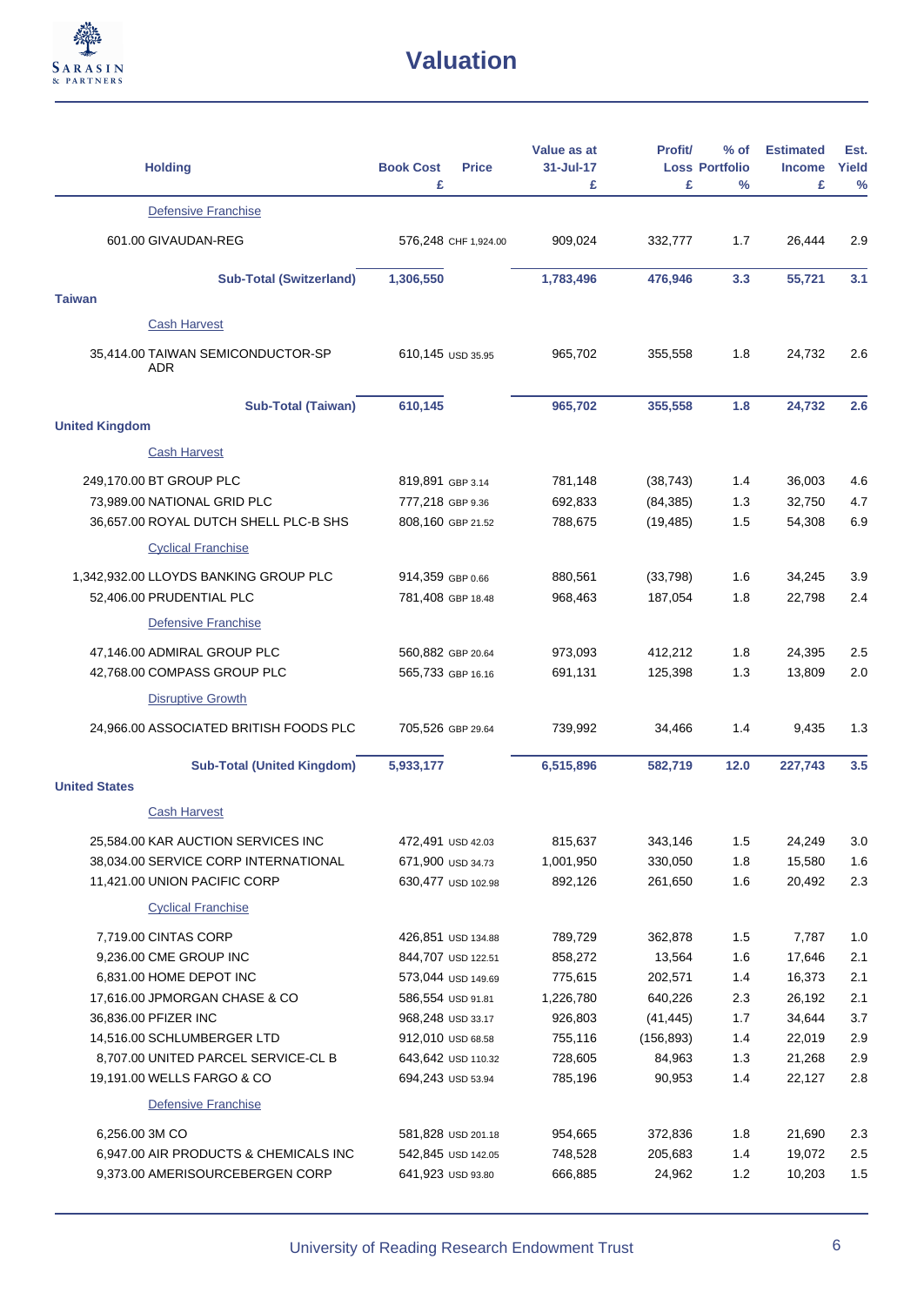# Valuation

| Holding | Book Cost £ | Price | Value as at 31-Jul-17 £ | Profit/ Loss £ | % of Portfolio % | Estimated Income £ | Est. Yield % |
|---|---|---|---|---|---|---|---|
| Defensive Franchise | | | | | | | |
| 601.00 GIVAUDAN-REG | 576,248 | CHF 1,924.00 | 909,024 | 332,777 | 1.7 | 26,444 | 2.9 |
| **Sub-Total (Switzerland)** | **1,306,550** | | **1,783,496** | **476,946** | **3.3** | **55,721** | **3.1** |
| **Taiwan** | | | | | | | |
| Cash Harvest | | | | | | | |
| 35,414.00 TAIWAN SEMICONDUCTOR-SP ADR | 610,145 | USD 35.95 | 965,702 | 355,558 | 1.8 | 24,732 | 2.6 |
| **Sub-Total (Taiwan)** | **610,145** | | **965,702** | **355,558** | **1.8** | **24,732** | **2.6** |
| **United Kingdom** | | | | | | | |
| Cash Harvest | | | | | | | |
| 249,170.00 BT GROUP PLC | 819,891 | GBP 3.14 | 781,148 | (38,743) | 1.4 | 36,003 | 4.6 |
| 73,989.00 NATIONAL GRID PLC | 777,218 | GBP 9.36 | 692,833 | (84,385) | 1.3 | 32,750 | 4.7 |
| 36,657.00 ROYAL DUTCH SHELL PLC-B SHS | 808,160 | GBP 21.52 | 788,675 | (19,485) | 1.5 | 54,308 | 6.9 |
| Cyclical Franchise | | | | | | | |
| 1,342,932.00 LLOYDS BANKING GROUP PLC | 914,359 | GBP 0.66 | 880,561 | (33,798) | 1.6 | 34,245 | 3.9 |
| 52,406.00 PRUDENTIAL PLC | 781,408 | GBP 18.48 | 968,463 | 187,054 | 1.8 | 22,798 | 2.4 |
| Defensive Franchise | | | | | | | |
| 47,146.00 ADMIRAL GROUP PLC | 560,882 | GBP 20.64 | 973,093 | 412,212 | 1.8 | 24,395 | 2.5 |
| 42,768.00 COMPASS GROUP PLC | 565,733 | GBP 16.16 | 691,131 | 125,398 | 1.3 | 13,809 | 2.0 |
| Disruptive Growth | | | | | | | |
| 24,966.00 ASSOCIATED BRITISH FOODS PLC | 705,526 | GBP 29.64 | 739,992 | 34,466 | 1.4 | 9,435 | 1.3 |
| **Sub-Total (United Kingdom)** | **5,933,177** | | **6,515,896** | **582,719** | **12.0** | **227,743** | **3.5** |
| **United States** | | | | | | | |
| Cash Harvest | | | | | | | |
| 25,584.00 KAR AUCTION SERVICES INC | 472,491 | USD 42.03 | 815,637 | 343,146 | 1.5 | 24,249 | 3.0 |
| 38,034.00 SERVICE CORP INTERNATIONAL | 671,900 | USD 34.73 | 1,001,950 | 330,050 | 1.8 | 15,580 | 1.6 |
| 11,421.00 UNION PACIFIC CORP | 630,477 | USD 102.98 | 892,126 | 261,650 | 1.6 | 20,492 | 2.3 |
| Cyclical Franchise | | | | | | | |
| 7,719.00 CINTAS CORP | 426,851 | USD 134.88 | 789,729 | 362,878 | 1.5 | 7,787 | 1.0 |
| 9,236.00 CME GROUP INC | 844,707 | USD 122.51 | 858,272 | 13,564 | 1.6 | 17,646 | 2.1 |
| 6,831.00 HOME DEPOT INC | 573,044 | USD 149.69 | 775,615 | 202,571 | 1.4 | 16,373 | 2.1 |
| 17,616.00 JPMORGAN CHASE & CO | 586,554 | USD 91.81 | 1,226,780 | 640,226 | 2.3 | 26,192 | 2.1 |
| 36,836.00 PFIZER INC | 968,248 | USD 33.17 | 926,803 | (41,445) | 1.7 | 34,644 | 3.7 |
| 14,516.00 SCHLUMBERGER LTD | 912,010 | USD 68.58 | 755,116 | (156,893) | 1.4 | 22,019 | 2.9 |
| 8,707.00 UNITED PARCEL SERVICE-CL B | 643,642 | USD 110.32 | 728,605 | 84,963 | 1.3 | 21,268 | 2.9 |
| 19,191.00 WELLS FARGO & CO | 694,243 | USD 53.94 | 785,196 | 90,953 | 1.4 | 22,127 | 2.8 |
| Defensive Franchise | | | | | | | |
| 6,256.00 3M CO | 581,828 | USD 201.18 | 954,665 | 372,836 | 1.8 | 21,690 | 2.3 |
| 6,947.00 AIR PRODUCTS & CHEMICALS INC | 542,845 | USD 142.05 | 748,528 | 205,683 | 1.4 | 19,072 | 2.5 |
| 9,373.00 AMERISOURCEBERGEN CORP | 641,923 | USD 93.80 | 666,885 | 24,962 | 1.2 | 10,203 | 1.5 |

University of Reading Research Endowment Trust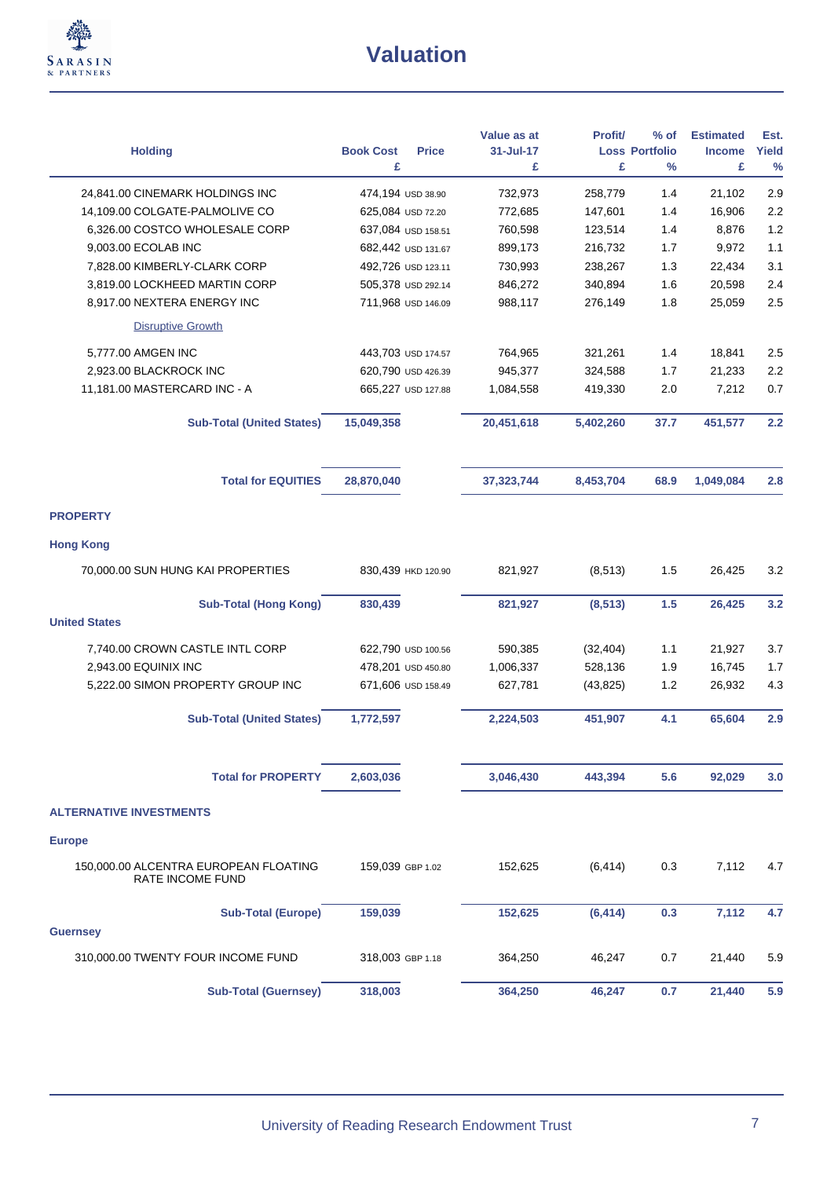## Valuation

| Holding | Book Cost £ | Price | Value as at 31-Jul-17 £ | Profit/ Loss £ | % of Portfolio % | Estimated Income £ | Est. Yield % |
|---|---|---|---|---|---|---|---|
| 24,841.00 CINEMARK HOLDINGS INC | 474,194 | USD 38.90 | 732,973 | 258,779 | 1.4 | 21,102 | 2.9 |
| 14,109.00 COLGATE-PALMOLIVE CO | 625,084 | USD 72.20 | 772,685 | 147,601 | 1.4 | 16,906 | 2.2 |
| 6,326.00 COSTCO WHOLESALE CORP | 637,084 | USD 158.51 | 760,598 | 123,514 | 1.4 | 8,876 | 1.2 |
| 9,003.00 ECOLAB INC | 682,442 | USD 131.67 | 899,173 | 216,732 | 1.7 | 9,972 | 1.1 |
| 7,828.00 KIMBERLY-CLARK CORP | 492,726 | USD 123.11 | 730,993 | 238,267 | 1.3 | 22,434 | 3.1 |
| 3,819.00 LOCKHEED MARTIN CORP | 505,378 | USD 292.14 | 846,272 | 340,894 | 1.6 | 20,598 | 2.4 |
| 8,917.00 NEXTERA ENERGY INC | 711,968 | USD 146.09 | 988,117 | 276,149 | 1.8 | 25,059 | 2.5 |
| Disruptive Growth | | | | | | | |
| 5,777.00 AMGEN INC | 443,703 | USD 174.57 | 764,965 | 321,261 | 1.4 | 18,841 | 2.5 |
| 2,923.00 BLACKROCK INC | 620,790 | USD 426.39 | 945,377 | 324,588 | 1.7 | 21,233 | 2.2 |
| 11,181.00 MASTERCARD INC - A | 665,227 | USD 127.88 | 1,084,558 | 419,330 | 2.0 | 7,212 | 0.7 |
| **Sub-Total (United States)** | **15,049,358** | | **20,451,618** | **5,402,260** | **37.7** | **451,577** | **2.2** |
| **Total for EQUITIES** | **28,870,040** | | **37,323,744** | **8,453,704** | **68.9** | **1,049,084** | **2.8** |
| **PROPERTY** | | | | | | | |
| **Hong Kong** | | | | | | | |
| 70,000.00 SUN HUNG KAI PROPERTIES | 830,439 | HKD 120.90 | 821,927 | (8,513) | 1.5 | 26,425 | 3.2 |
| **Sub-Total (Hong Kong)** | **830,439** | | **821,927** | **(8,513)** | **1.5** | **26,425** | **3.2** |
| **United States** | | | | | | | |
| 7,740.00 CROWN CASTLE INTL CORP | 622,790 | USD 100.56 | 590,385 | (32,404) | 1.1 | 21,927 | 3.7 |
| 2,943.00 EQUINIX INC | 478,201 | USD 450.80 | 1,006,337 | 528,136 | 1.9 | 16,745 | 1.7 |
| 5,222.00 SIMON PROPERTY GROUP INC | 671,606 | USD 158.49 | 627,781 | (43,825) | 1.2 | 26,932 | 4.3 |
| **Sub-Total (United States)** | **1,772,597** | | **2,224,503** | **451,907** | **4.1** | **65,604** | **2.9** |
| **Total for PROPERTY** | **2,603,036** | | **3,046,430** | **443,394** | **5.6** | **92,029** | **3.0** |
| **ALTERNATIVE INVESTMENTS** | | | | | | | |
| **Europe** | | | | | | | |
| 150,000.00 ALCENTRA EUROPEAN FLOATING RATE INCOME FUND | 159,039 | GBP 1.02 | 152,625 | (6,414) | 0.3 | 7,112 | 4.7 |
| **Sub-Total (Europe)** | **159,039** | | **152,625** | **(6,414)** | **0.3** | **7,112** | **4.7** |
| **Guernsey** | | | | | | | |
| 310,000.00 TWENTY FOUR INCOME FUND | 318,003 | GBP 1.18 | 364,250 | 46,247 | 0.7 | 21,440 | 5.9 |
| **Sub-Total (Guernsey)** | **318,003** | | **364,250** | **46,247** | **0.7** | **21,440** | **5.9** |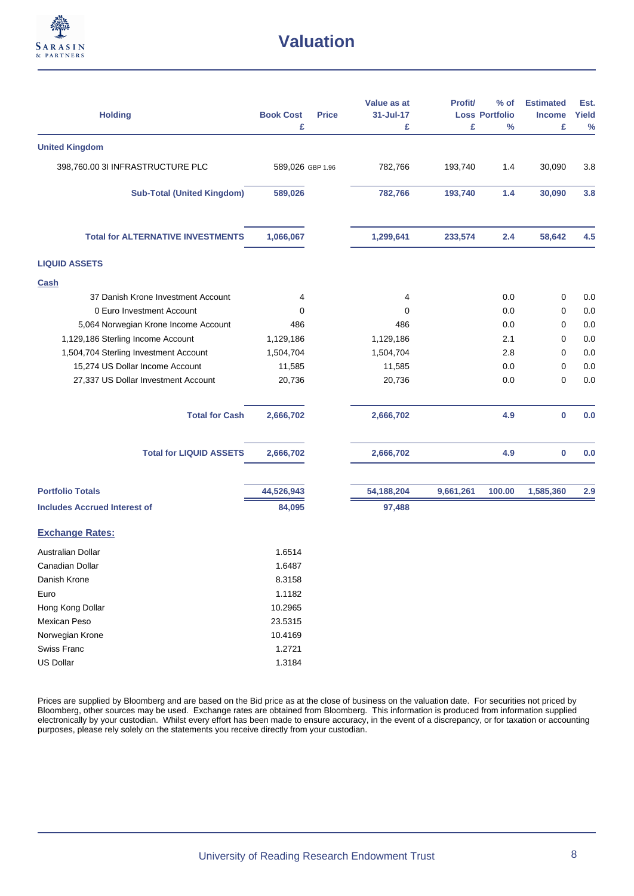# Valuation

| Holding | Book Cost £ | Price | Value as at 31-Jul-17 £ | Profit/ Loss £ | % of Portfolio % | Estimated Income £ | Est. Yield % |
|---|---|---|---|---|---|---|---|
| **United Kingdom** | | | | | | | |
| 398,760.00 3I INFRASTRUCTURE PLC | 589,026 | GBP 1.96 | 782,766 | 193,740 | 1.4 | 30,090 | 3.8 |
| **Sub-Total (United Kingdom)** | **589,026** | | **782,766** | **193,740** | **1.4** | **30,090** | **3.8** |
| **Total for ALTERNATIVE INVESTMENTS** | **1,066,067** | | **1,299,641** | **233,574** | **2.4** | **58,642** | **4.5** |
| **LIQUID ASSETS** | | | | | | | |
| **Cash** | | | | | | | |
| 37 Danish Krone Investment Account | 4 | | 4 | | 0.0 | 0 | 0.0 |
| 0 Euro Investment Account | 0 | | 0 | | 0.0 | 0 | 0.0 |
| 5,064 Norwegian Krone Income Account | 486 | | 486 | | 0.0 | 0 | 0.0 |
| 1,129,186 Sterling Income Account | 1,129,186 | | 1,129,186 | | 2.1 | 0 | 0.0 |
| 1,504,704 Sterling Investment Account | 1,504,704 | | 1,504,704 | | 2.8 | 0 | 0.0 |
| 15,274 US Dollar Income Account | 11,585 | | 11,585 | | 0.0 | 0 | 0.0 |
| 27,337 US Dollar Investment Account | 20,736 | | 20,736 | | 0.0 | 0 | 0.0 |
| **Total for Cash** | **2,666,702** | | **2,666,702** | | **4.9** | **0** | **0.0** |
| **Total for LIQUID ASSETS** | **2,666,702** | | **2,666,702** | | **4.9** | **0** | **0.0** |
| **Portfolio Totals** | **44,526,943** | | **54,188,204** | **9,661,261** | **100.00** | **1,585,360** | **2.9** |
| **Includes Accrued Interest of** | **84,095** | | **97,488** | | | | |

**Exchange Rates:**

| | |
|---|---|
| Australian Dollar | 1.6514 |
| Canadian Dollar | 1.6487 |
| Danish Krone | 8.3158 |
| Euro | 1.1182 |
| Hong Kong Dollar | 10.2965 |
| Mexican Peso | 23.5315 |
| Norwegian Krone | 10.4169 |
| Swiss Franc | 1.2721 |
| US Dollar | 1.3184 |

Prices are supplied by Bloomberg and are based on the Bid price as at the close of business on the valuation date. For securities not priced by Bloomberg, other sources may be used. Exchange rates are obtained from Bloomberg. This information is produced from information supplied electronically by your custodian. Whilst every effort has been made to ensure accuracy, in the event of a discrepancy, or for taxation or accounting purposes, please rely solely on the statements you receive directly from your custodian.